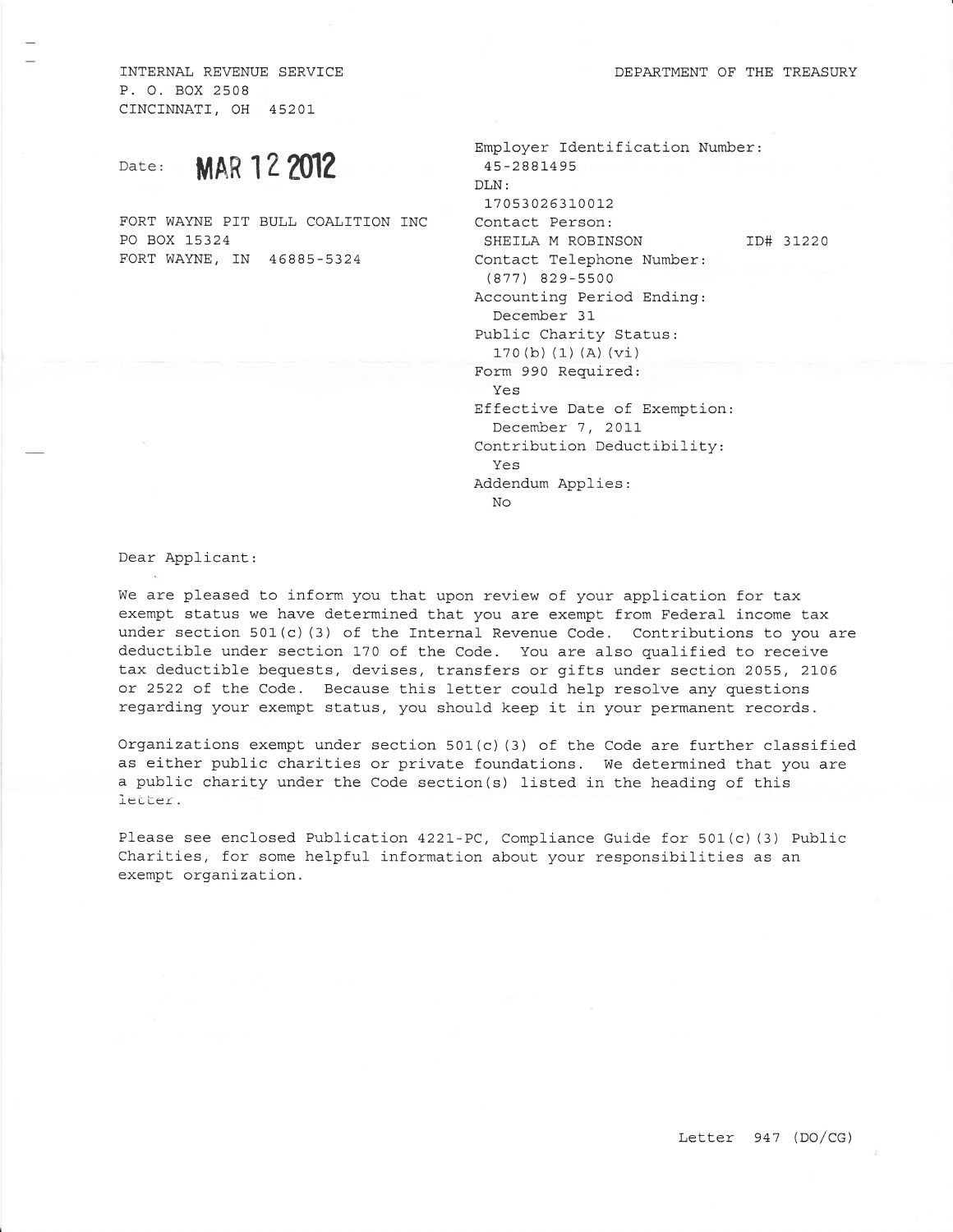INTERNAL REVENUE SERVICE
P. O. BOX 2508
CINCINNATI, OH 45201

DEPARTMENT OF THE TREASURY

Date: **MAR 12 2012**

FORT WAYNE PIT BULL COALITION INC
PO BOX 15324
FORT WAYNE, IN 46885-5324

Employer Identification Number:
45-2881495
DLN:
17053026310012
Contact Person:
SHEILA M ROBINSON ID# 31220
Contact Telephone Number:
(877) 829-5500
Accounting Period Ending:
December 31
Public Charity Status:
170(b)(1)(A)(vi)
Form 990 Required:
Yes
Effective Date of Exemption:
December 7, 2011
Contribution Deductibility:
Yes
Addendum Applies:
No

Dear Applicant:

We are pleased to inform you that upon review of your application for tax exempt status we have determined that you are exempt from Federal income tax under section 501(c)(3) of the Internal Revenue Code. Contributions to you are deductible under section 170 of the Code. You are also qualified to receive tax deductible bequests, devises, transfers or gifts under section 2055, 2106 or 2522 of the Code. Because this letter could help resolve any questions regarding your exempt status, you should keep it in your permanent records.

Organizations exempt under section 501(c)(3) of the Code are further classified as either public charities or private foundations. We determined that you are a public charity under the Code section(s) listed in the heading of this letter.

Please see enclosed Publication 4221-PC, Compliance Guide for 501(c)(3) Public Charities, for some helpful information about your responsibilities as an exempt organization.

Letter 947 (DO/CG)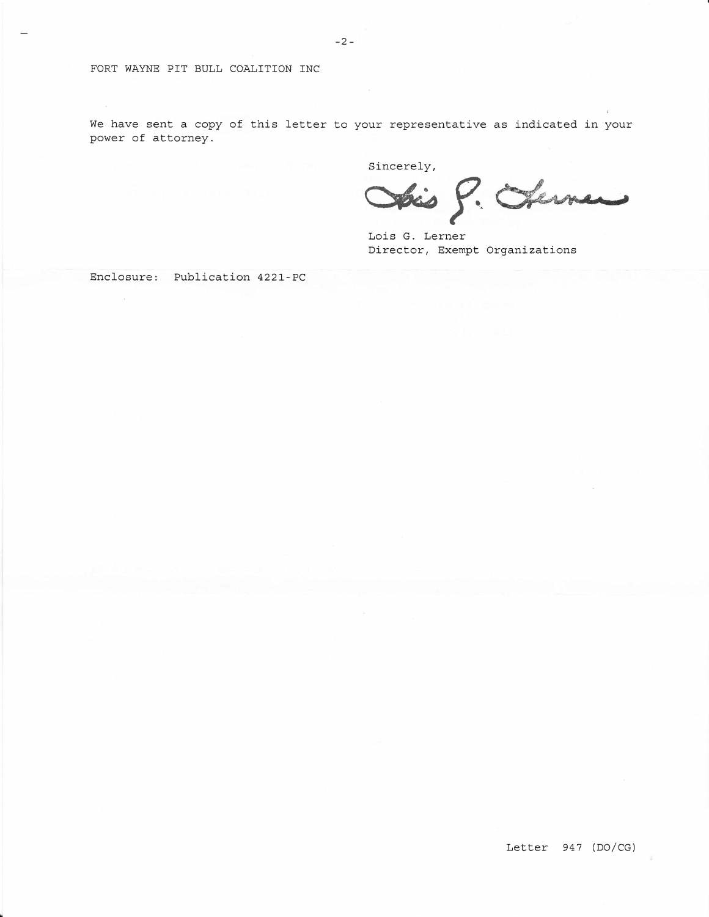FORT WAYNE PIT BULL COALITION INC

We have sent a copy of this letter to your representative as indicated in your power of attorney.

Sincerely,

Lois G. Lerner
Director, Exempt Organizations

Enclosure: Publication 4221-PC

Letter 947 (DO/CG)